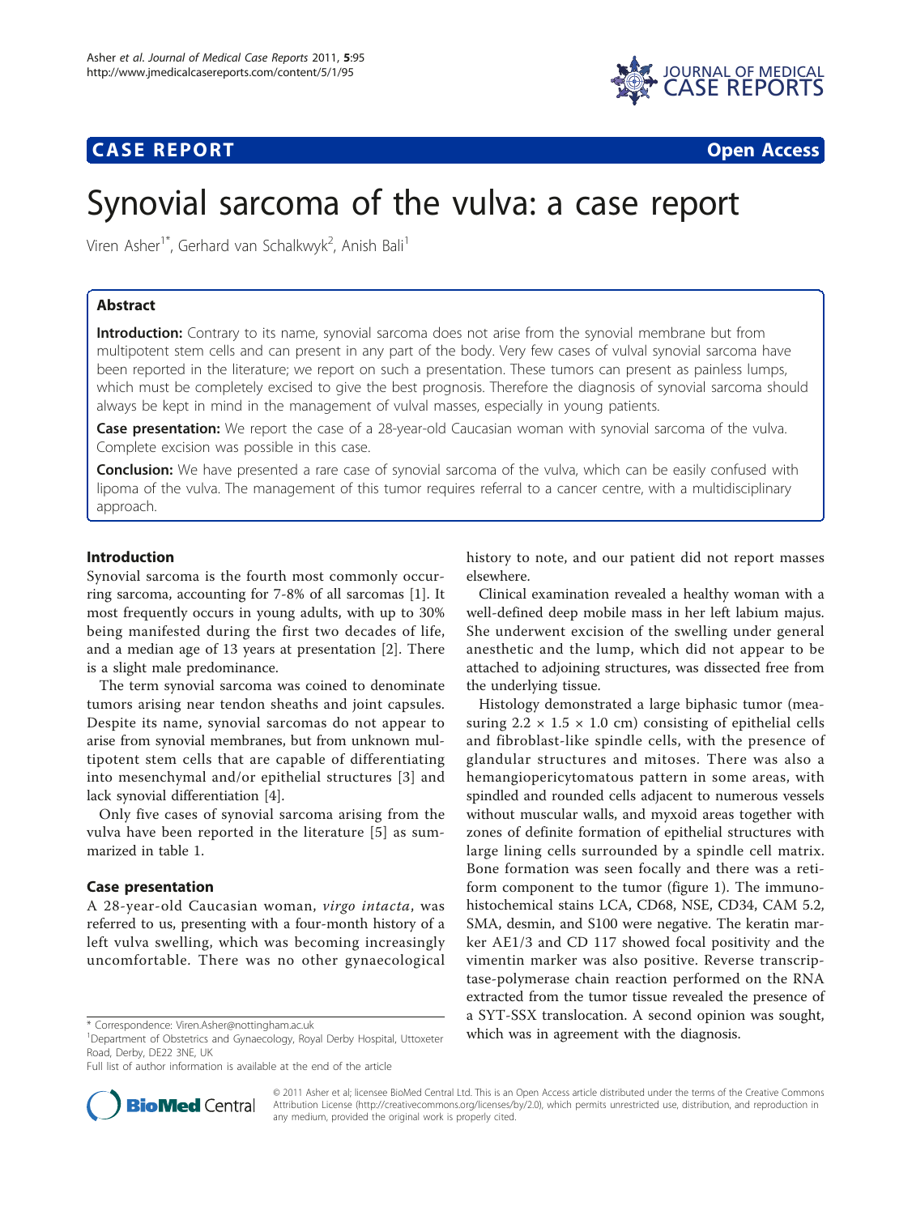CASE REPORT **Open Access**

# Synovial sarcoma of the vulva: a case report

Viren Asher[1*], Gerhard van Schalkwyk[2], Anish Bali[1]

## Abstract

**Introduction:** Contrary to its name, synovial sarcoma does not arise from the synovial membrane but from multipotent stem cells and can present in any part of the body. Very few cases of vulval synovial sarcoma have been reported in the literature; we report on such a presentation. These tumors can present as painless lumps, which must be completely excised to give the best prognosis. Therefore the diagnosis of synovial sarcoma should always be kept in mind in the management of vulval masses, especially in young patients.

**Case presentation:** We report the case of a 28-year-old Caucasian woman with synovial sarcoma of the vulva. Complete excision was possible in this case.

**Conclusion:** We have presented a rare case of synovial sarcoma of the vulva, which can be easily confused with lipoma of the vulva. The management of this tumor requires referral to a cancer centre, with a multidisciplinary approach.

## Introduction

Synovial sarcoma is the fourth most commonly occurring sarcoma, accounting for 7-8% of all sarcomas [1]. It most frequently occurs in young adults, with up to 30% being manifested during the first two decades of life, and a median age of 13 years at presentation [2]. There is a slight male predominance.

The term synovial sarcoma was coined to denominate tumors arising near tendon sheaths and joint capsules. Despite its name, synovial sarcomas do not appear to arise from synovial membranes, but from unknown multipotent stem cells that are capable of differentiating into mesenchymal and/or epithelial structures [3] and lack synovial differentiation [4].

Only five cases of synovial sarcoma arising from the vulva have been reported in the literature [5] as summarized in table 1.

## Case presentation

A 28-year-old Caucasian woman, *virgo intacta*, was referred to us, presenting with a four-month history of a left vulva swelling, which was becoming increasingly uncomfortable. There was no other gynaecological history to note, and our patient did not report masses elsewhere.

Clinical examination revealed a healthy woman with a well-defined deep mobile mass in her left labium majus. She underwent excision of the swelling under general anesthetic and the lump, which did not appear to be attached to adjoining structures, was dissected free from the underlying tissue.

Histology demonstrated a large biphasic tumor (measuring $2.2 \times 1.5 \times 1.0$ cm) consisting of epithelial cells and fibroblast-like spindle cells, with the presence of glandular structures and mitoses. There was also a hemangiopericytomatous pattern in some areas, with spindled and rounded cells adjacent to numerous vessels without muscular walls, and myxoid areas together with zones of definite formation of epithelial structures with large lining cells surrounded by a spindle cell matrix. Bone formation was seen focally and there was a retiform component to the tumor (figure 1). The immunohistochemical stains LCA, CD68, NSE, CD34, CAM 5.2, SMA, desmin, and S100 were negative. The keratin marker AE1/3 and CD 117 showed focal positivity and the vimentin marker was also positive. Reverse transcriptase-polymerase chain reaction performed on the RNA extracted from the tumor tissue revealed the presence of a SYT-SSX translocation. A second opinion was sought, which was in agreement with the diagnosis.

\* Correspondence: Viren.Asher@nottingham.ac.uk
[1]Department of Obstetrics and Gynaecology, Royal Derby Hospital, Uttoxeter Road, Derby, DE22 3NE, UK
Full list of author information is available at the end of the article

© 2011 Asher et al; licensee BioMed Central Ltd. This is an Open Access article distributed under the terms of the Creative Commons Attribution License (http://creativecommons.org/licenses/by/2.0), which permits unrestricted use, distribution, and reproduction in any medium, provided the original work is properly cited.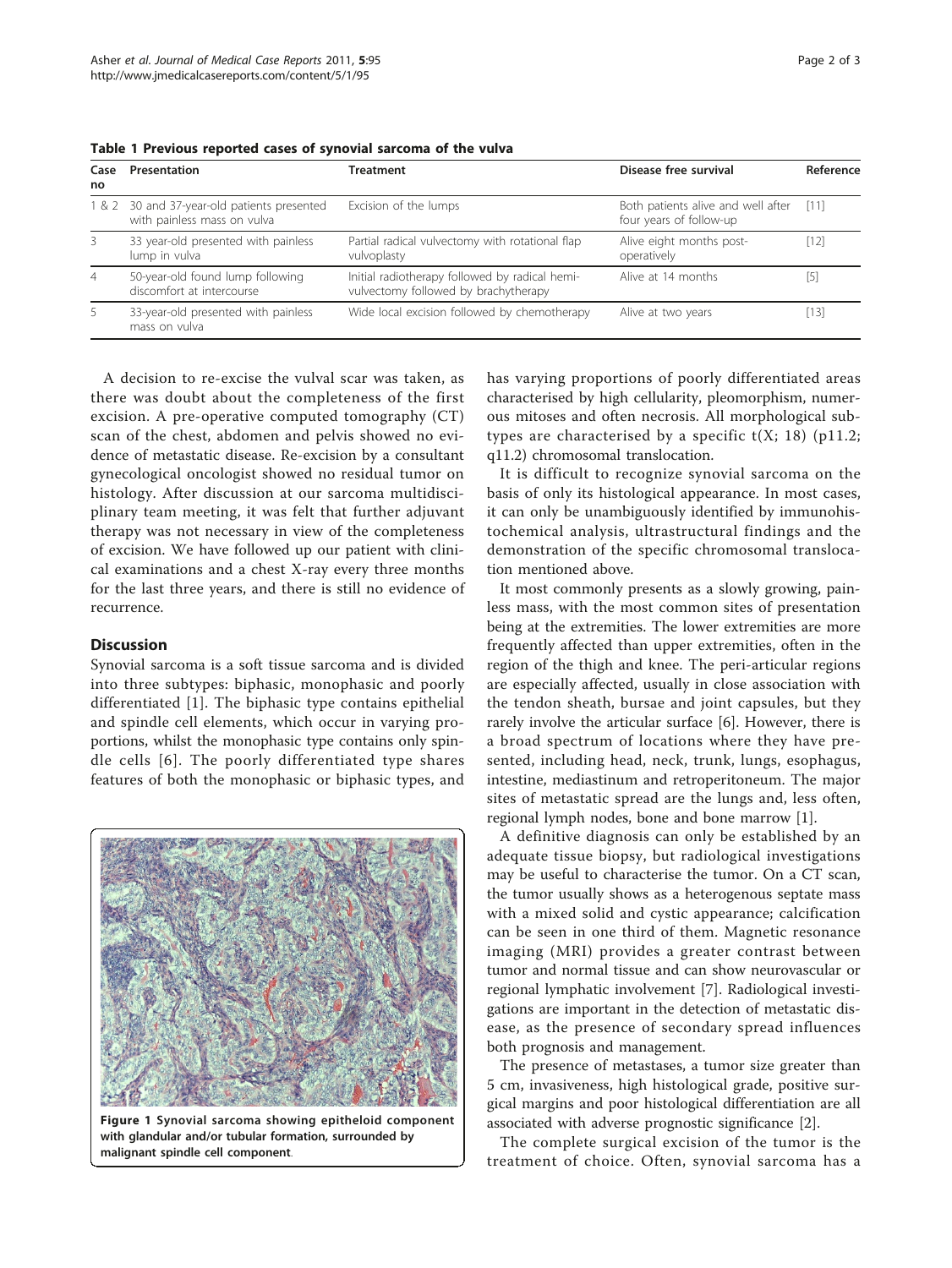**Table 1 Previous reported cases of synovial sarcoma of the vulva**

| Case no | Presentation | Treatment | Disease free survival | Reference |
|---|---|---|---|---|
| 1 & 2 | 30 and 37-year-old patients presented with painless mass on vulva | Excision of the lumps | Both patients alive and well after four years of follow-up | [11] |
| 3 | 33 year-old presented with painless lump in vulva | Partial radical vulvectomy with rotational flap vulvoplasty | Alive eight months post-operatively | [12] |
| 4 | 50-year-old found lump following discomfort at intercourse | Initial radiotherapy followed by radical hemi-vulvectomy followed by brachytherapy | Alive at 14 months | [5] |
| 5 | 33-year-old presented with painless mass on vulva | Wide local excision followed by chemotherapy | Alive at two years | [13] |

A decision to re-excise the vulval scar was taken, as there was doubt about the completeness of the first excision. A pre-operative computed tomography (CT) scan of the chest, abdomen and pelvis showed no evidence of metastatic disease. Re-excision by a consultant gynecological oncologist showed no residual tumor on histology. After discussion at our sarcoma multidisciplinary team meeting, it was felt that further adjuvant therapy was not necessary in view of the completeness of excision. We have followed up our patient with clinical examinations and a chest X-ray every three months for the last three years, and there is still no evidence of recurrence.

## Discussion

Synovial sarcoma is a soft tissue sarcoma and is divided into three subtypes: biphasic, monophasic and poorly differentiated [1]. The biphasic type contains epithelial and spindle cell elements, which occur in varying proportions, whilst the monophasic type contains only spindle cells [6]. The poorly differentiated type shares features of both the monophasic or biphasic types, and has varying proportions of poorly differentiated areas characterised by high cellularity, pleomorphism, numerous mitoses and often necrosis. All morphological subtypes are characterised by a specific t(X; 18) (p11.2; q11.2) chromosomal translocation.

**Figure 1 Synovial sarcoma showing epitheloid component with glandular and/or tubular formation, surrounded by malignant spindle cell component.**

It is difficult to recognize synovial sarcoma on the basis of only its histological appearance. In most cases, it can only be unambiguously identified by immunohistochemical analysis, ultrastructural findings and the demonstration of the specific chromosomal translocation mentioned above.

It most commonly presents as a slowly growing, painless mass, with the most common sites of presentation being at the extremities. The lower extremities are more frequently affected than upper extremities, often in the region of the thigh and knee. The peri-articular regions are especially affected, usually in close association with the tendon sheath, bursae and joint capsules, but they rarely involve the articular surface [6]. However, there is a broad spectrum of locations where they have presented, including head, neck, trunk, lungs, esophagus, intestine, mediastinum and retroperitoneum. The major sites of metastatic spread are the lungs and, less often, regional lymph nodes, bone and bone marrow [1].

A definitive diagnosis can only be established by an adequate tissue biopsy, but radiological investigations may be useful to characterise the tumor. On a CT scan, the tumor usually shows as a heterogenous septate mass with a mixed solid and cystic appearance; calcification can be seen in one third of them. Magnetic resonance imaging (MRI) provides a greater contrast between tumor and normal tissue and can show neurovascular or regional lymphatic involvement [7]. Radiological investigations are important in the detection of metastatic disease, as the presence of secondary spread influences both prognosis and management.

The presence of metastases, a tumor size greater than 5 cm, invasiveness, high histological grade, positive surgical margins and poor histological differentiation are all associated with adverse prognostic significance [2].

The complete surgical excision of the tumor is the treatment of choice. Often, synovial sarcoma has a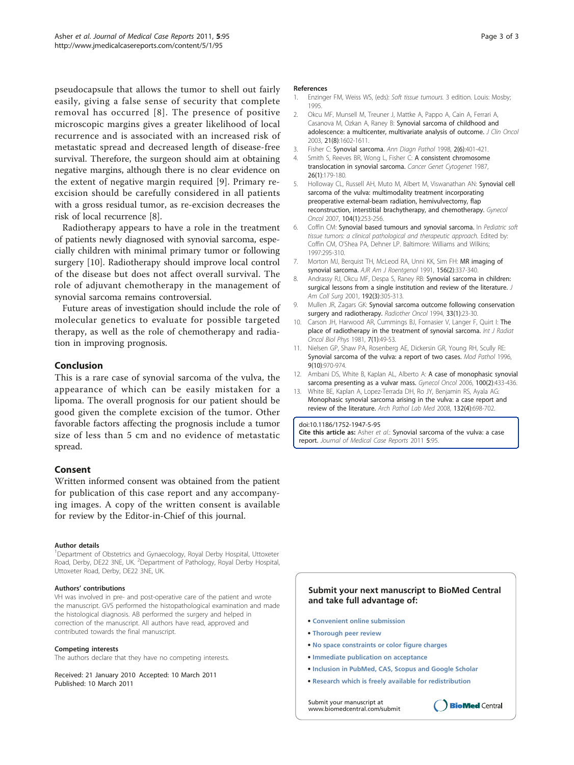pseudocapsule that allows the tumor to shell out fairly easily, giving a false sense of security that complete removal has occurred [8]. The presence of positive microscopic margins gives a greater likelihood of local recurrence and is associated with an increased risk of metastatic spread and decreased length of disease-free survival. Therefore, the surgeon should aim at obtaining negative margins, although there is no clear evidence on the extent of negative margin required [9]. Primary re-excision should be carefully considered in all patients with a gross residual tumor, as re-excision decreases the risk of local recurrence [8].

Radiotherapy appears to have a role in the treatment of patients newly diagnosed with synovial sarcoma, especially children with minimal primary tumor or following surgery [10]. Radiotherapy should improve local control of the disease but does not affect overall survival. The role of adjuvant chemotherapy in the management of synovial sarcoma remains controversial.

Future areas of investigation should include the role of molecular genetics to evaluate for possible targeted therapy, as well as the role of chemotherapy and radiation in improving prognosis.

## Conclusion

This is a rare case of synovial sarcoma of the vulva, the appearance of which can be easily mistaken for a lipoma. The overall prognosis for our patient should be good given the complete excision of the tumor. Other favorable factors affecting the prognosis include a tumor size of less than 5 cm and no evidence of metastatic spread.

## Consent

Written informed consent was obtained from the patient for publication of this case report and any accompanying images. A copy of the written consent is available for review by the Editor-in-Chief of this journal.

#### Author details

[1]Department of Obstetrics and Gynaecology, Royal Derby Hospital, Uttoxeter Road, Derby, DE22 3NE, UK. [2]Department of Pathology, Royal Derby Hospital, Uttoxeter Road, Derby, DE22 3NE, UK.

#### Authors' contributions

VH was involved in pre- and post-operative care of the patient and wrote the manuscript. GVS performed the histopathological examination and made the histological diagnosis. AB performed the surgery and helped in correction of the manuscript. All authors have read, approved and contributed towards the final manuscript.

#### Competing interests

The authors declare that they have no competing interests.

Received: 21 January 2010 Accepted: 10 March 2011
Published: 10 March 2011

#### References

1. Enzinger FM, Weiss WS, (eds): *Soft tissue tumours.* 3 edition. Louis: Mosby; 1995.
2. Okcu MF, Munsell M, Treuner J, Mattke A, Pappo A, Cain A, Ferrari A, Casanova M, Ozkan A, Raney B: **Synovial sarcoma of childhood and adolescence: a multicenter, multivariate analysis of outcome.** *J Clin Oncol* 2003, **21(8)**:1602-1611.
3. Fisher C: **Synovial sarcoma.** *Ann Diagn Pathol* 1998, **2(6)**:401-421.
4. Smith S, Reeves BR, Wong L, Fisher C: **A consistent chromosome translocation in synovial sarcoma.** *Cancer Genet Cytogenet* 1987, **26(1)**:179-180.
5. Holloway CL, Russell AH, Muto M, Albert M, Viswanathan AN: **Synovial cell sarcoma of the vulva: multimodality treatment incorporating preoperative external-beam radiation, hemivulvectomy, flap reconstruction, interstitial brachytherapy, and chemotherapy.** *Gynecol Oncol* 2007, **104(1)**:253-256.
6. Coffin CM: **Synovial based tumours and synovial sarcoma.** In *Pediatric soft tissue tumors: a clinical pathological and therapeutic approach.* Edited by: Coffin CM, O'Shea PA, Dehner LP. Baltimore: Williams and Wilkins; 1997:295-310.
7. Morton MJ, Berquist TH, McLeod RA, Unni KK, Sim FH: **MR imaging of synovial sarcoma.** *AJR Am J Roentgenol* 1991, **156(2)**:337-340.
8. Andrassy RJ, Okcu MF, Despa S, Raney RB: **Synovial sarcoma in children: surgical lessons from a single institution and review of the literature.** *J Am Coll Surg* 2001, **192(3)**:305-313.
9. Mullen JR, Zagars GK: **Synovial sarcoma outcome following conservation surgery and radiotherapy.** *Radiother Oncol* 1994, **33(1)**:23-30.
10. Carson JH, Harwood AR, Cummings BJ, Fornasier V, Langer F, Quirt I: **The place of radiotherapy in the treatment of synovial sarcoma.** *Int J Radiat Oncol Biol Phys* 1981, **7(1)**:49-53.
11. Nielsen GP, Shaw PA, Rosenberg AE, Dickersin GR, Young RH, Scully RE: **Synovial sarcoma of the vulva: a report of two cases.** *Mod Pathol* 1996, **9(10)**:970-974.
12. Ambani DS, White B, Kaplan AL, Alberto A: **A case of monophasic synovial sarcoma presenting as a vulvar mass.** *Gynecol Oncol* 2006, **100(2)**:433-436.
13. White BE, Kaplan A, Lopez-Terrada DH, Ro JY, Benjamin RS, Ayala AG: **Monophasic synovial sarcoma arising in the vulva: a case report and review of the literature.** *Arch Pathol Lab Med* 2008, **132(4)**:698-702.

doi:10.1186/1752-1947-5-95
**Cite this article as:** Asher *et al.*: Synovial sarcoma of the vulva: a case report. *Journal of Medical Case Reports* 2011 **5**:95.

**Submit your next manuscript to BioMed Central and take full advantage of:**

- **Convenient online submission**
- **Thorough peer review**
- **No space constraints or color figure charges**
- **Immediate publication on acceptance**
- **Inclusion in PubMed, CAS, Scopus and Google Scholar**
- **Research which is freely available for redistribution**

Submit your manuscript at
www.biomedcentral.com/submit

BioMed Central